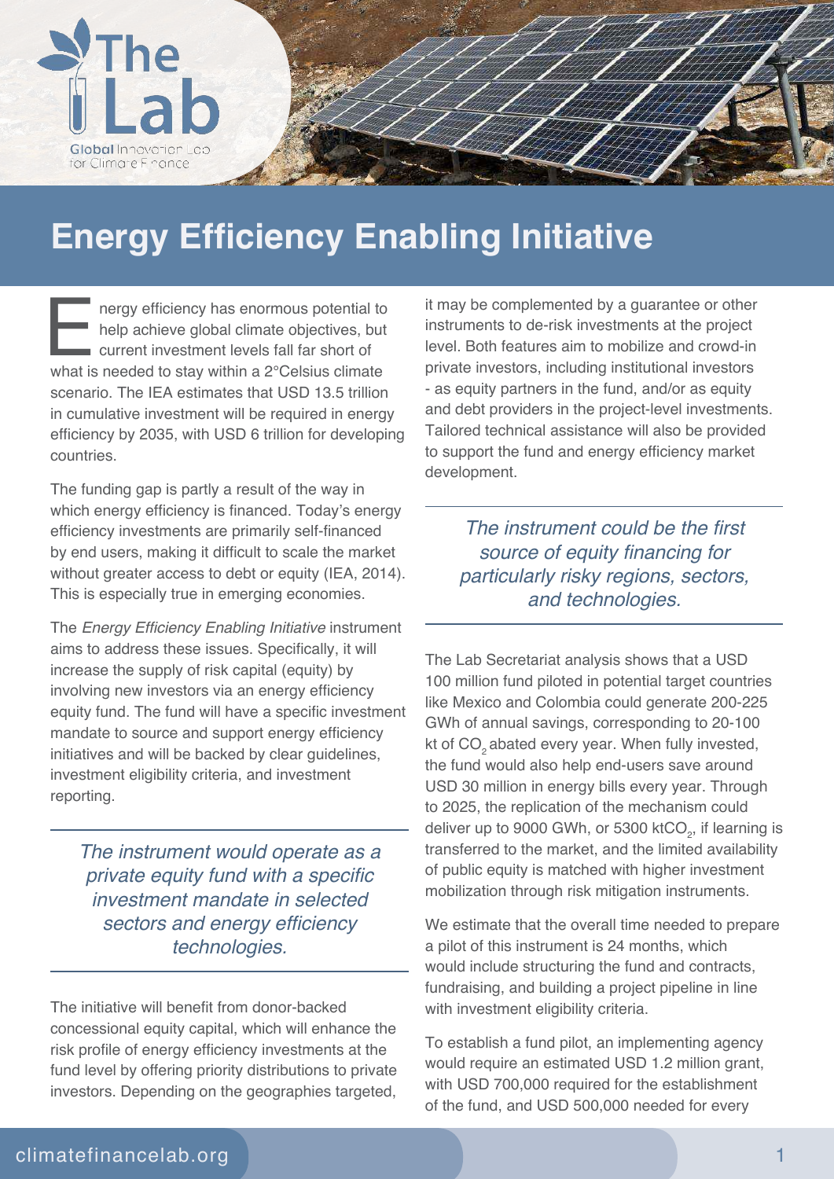# Energy Efficiency Enabling Initiative

Energy efficiency has enormous potential to help achieve global climate objectives, but current investment levels fall far short of what is needed to stay within a 2°Celsius climate scenario. The IEA estimates that USD 13.5 trillion in cumulative investment will be required in energy efficiency by 2035, with USD 6 trillion for developing countries.

The funding gap is partly a result of the way in which energy efficiency is financed. Today's energy efficiency investments are primarily self-financed by end users, making it difficult to scale the market without greater access to debt or equity (IEA, 2014). This is especially true in emerging economies.

The *Energy Efficiency Enabling Initiative* instrument aims to address these issues. Specifically, it will increase the supply of risk capital (equity) by involving new investors via an energy efficiency equity fund. The fund will have a specific investment mandate to source and support energy efficiency initiatives and will be backed by clear guidelines, investment eligibility criteria, and investment reporting.

> *The instrument would operate as a private equity fund with a specific investment mandate in selected sectors and energy efficiency technologies.*

The initiative will benefit from donor-backed concessional equity capital, which will enhance the risk profile of energy efficiency investments at the fund level by offering priority distributions to private investors. Depending on the geographies targeted, it may be complemented by a guarantee or other instruments to de-risk investments at the project level. Both features aim to mobilize and crowd-in private investors, including institutional investors - as equity partners in the fund, and/or as equity and debt providers in the project-level investments. Tailored technical assistance will also be provided to support the fund and energy efficiency market development.

> *The instrument could be the first source of equity financing for particularly risky regions, sectors, and technologies.*

The Lab Secretariat analysis shows that a USD 100 million fund piloted in potential target countries like Mexico and Colombia could generate 200-225 GWh of annual savings, corresponding to 20-100 kt of $CO_2$ abated every year. When fully invested, the fund would also help end-users save around USD 30 million in energy bills every year. Through to 2025, the replication of the mechanism could deliver up to 9000 GWh, or 5300 kt$CO_2$, if learning is transferred to the market, and the limited availability of public equity is matched with higher investment mobilization through risk mitigation instruments.

We estimate that the overall time needed to prepare a pilot of this instrument is 24 months, which would include structuring the fund and contracts, fundraising, and building a project pipeline in line with investment eligibility criteria.

To establish a fund pilot, an implementing agency would require an estimated USD 1.2 million grant, with USD 700,000 required for the establishment of the fund, and USD 500,000 needed for every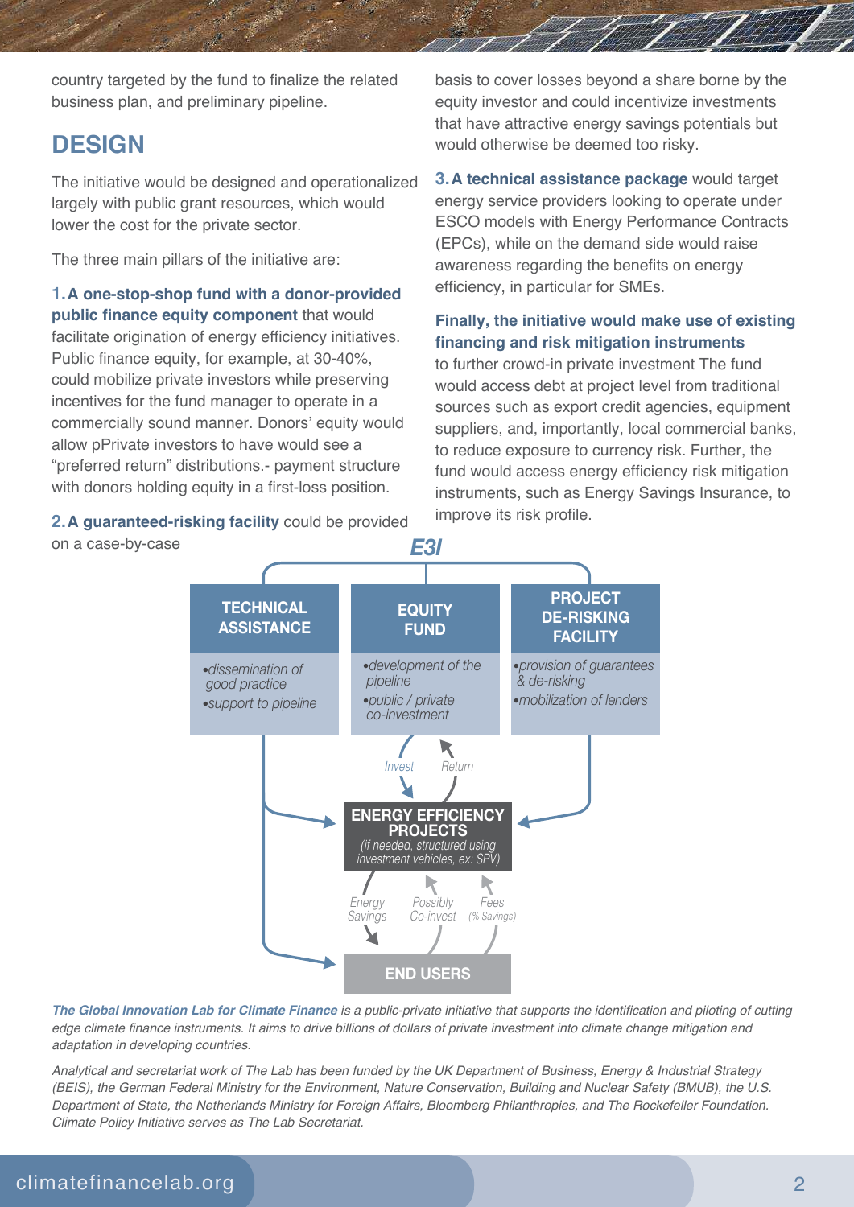country targeted by the fund to finalize the related business plan, and preliminary pipeline.

## DESIGN

The initiative would be designed and operationalized largely with public grant resources, which would lower the cost for the private sector.

The three main pillars of the initiative are:

**1. A one-stop-shop fund with a donor-provided public finance equity component** that would facilitate origination of energy efficiency initiatives. Public finance equity, for example, at 30-40%, could mobilize private investors while preserving incentives for the fund manager to operate in a commercially sound manner. Donors' equity would allow pPrivate investors to have would see a "preferred return" distributions.- payment structure with donors holding equity in a first-loss position.

**2. A guaranteed-risking facility** could be provided on a case-by-case basis to cover losses beyond a share borne by the equity investor and could incentivize investments that have attractive energy savings potentials but would otherwise be deemed too risky.

**3. A technical assistance package** would target energy service providers looking to operate under ESCO models with Energy Performance Contracts (EPCs), while on the demand side would raise awareness regarding the benefits on energy efficiency, in particular for SMEs.

**Finally, the initiative would make use of existing financing and risk mitigation instruments** to further crowd-in private investment The fund would access debt at project level from traditional sources such as export credit agencies, equipment suppliers, and, importantly, local commercial banks, to reduce exposure to currency risk. Further, the fund would access energy efficiency risk mitigation instruments, such as Energy Savings Insurance, to improve its risk profile.

E3I

TECHNICAL ASSISTANCE
- dissemination of good practice
- support to pipeline

EQUITY FUND
- development of the pipeline
- public / private co-investment

PROJECT DE-RISKING FACILITY
- provision of guarantees & de-risking
- mobilization of lenders

Invest

Return

ENERGY EFFICIENCY PROJECTS
(if needed, structured using investment vehicles, ex: SPV)

Energy Savings

Possibly Co-invest

Fees (% Savings)

END USERS

*The Global Innovation Lab for Climate Finance is a public-private initiative that supports the identification and piloting of cutting edge climate finance instruments. It aims to drive billions of dollars of private investment into climate change mitigation and adaptation in developing countries.*

*Analytical and secretariat work of The Lab has been funded by the UK Department of Business, Energy & Industrial Strategy (BEIS), the German Federal Ministry for the Environment, Nature Conservation, Building and Nuclear Safety (BMUB), the U.S. Department of State, the Netherlands Ministry for Foreign Affairs, Bloomberg Philanthropies, and The Rockefeller Foundation. Climate Policy Initiative serves as The Lab Secretariat.*

climatefinancelab.org